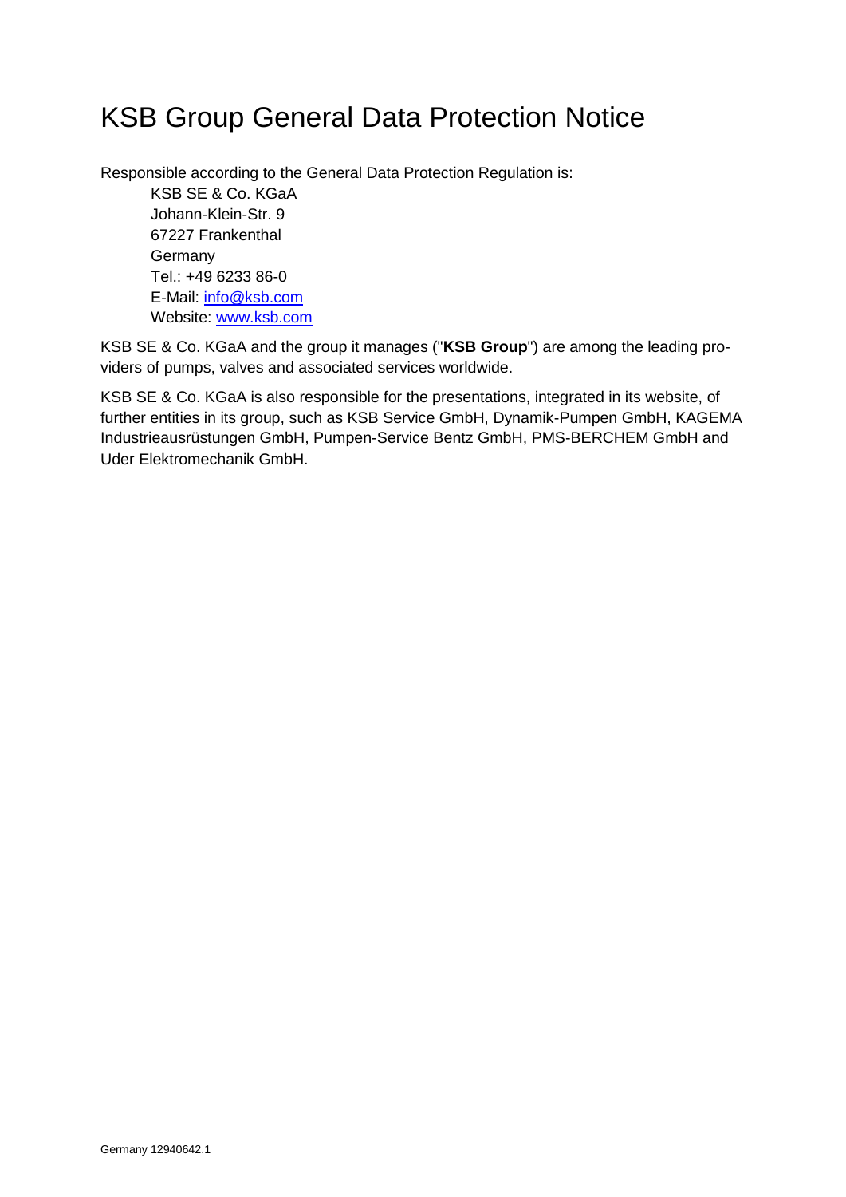# KSB Group General Data Protection Notice

Responsible according to the General Data Protection Regulation is:

KSB SE & Co. KGaA
Johann-Klein-Str. 9
67227 Frankenthal
Germany
Tel.: +49 6233 86-0
E-Mail: info@ksb.com
Website: www.ksb.com

KSB SE & Co. KGaA and the group it manages ("**KSB Group**") are among the leading providers of pumps, valves and associated services worldwide.

KSB SE & Co. KGaA is also responsible for the presentations, integrated in its website, of further entities in its group, such as KSB Service GmbH, Dynamik-Pumpen GmbH, KAGEMA Industrieausrüstungen GmbH, Pumpen-Service Bentz GmbH, PMS-BERCHEM GmbH and Uder Elektromechanik GmbH.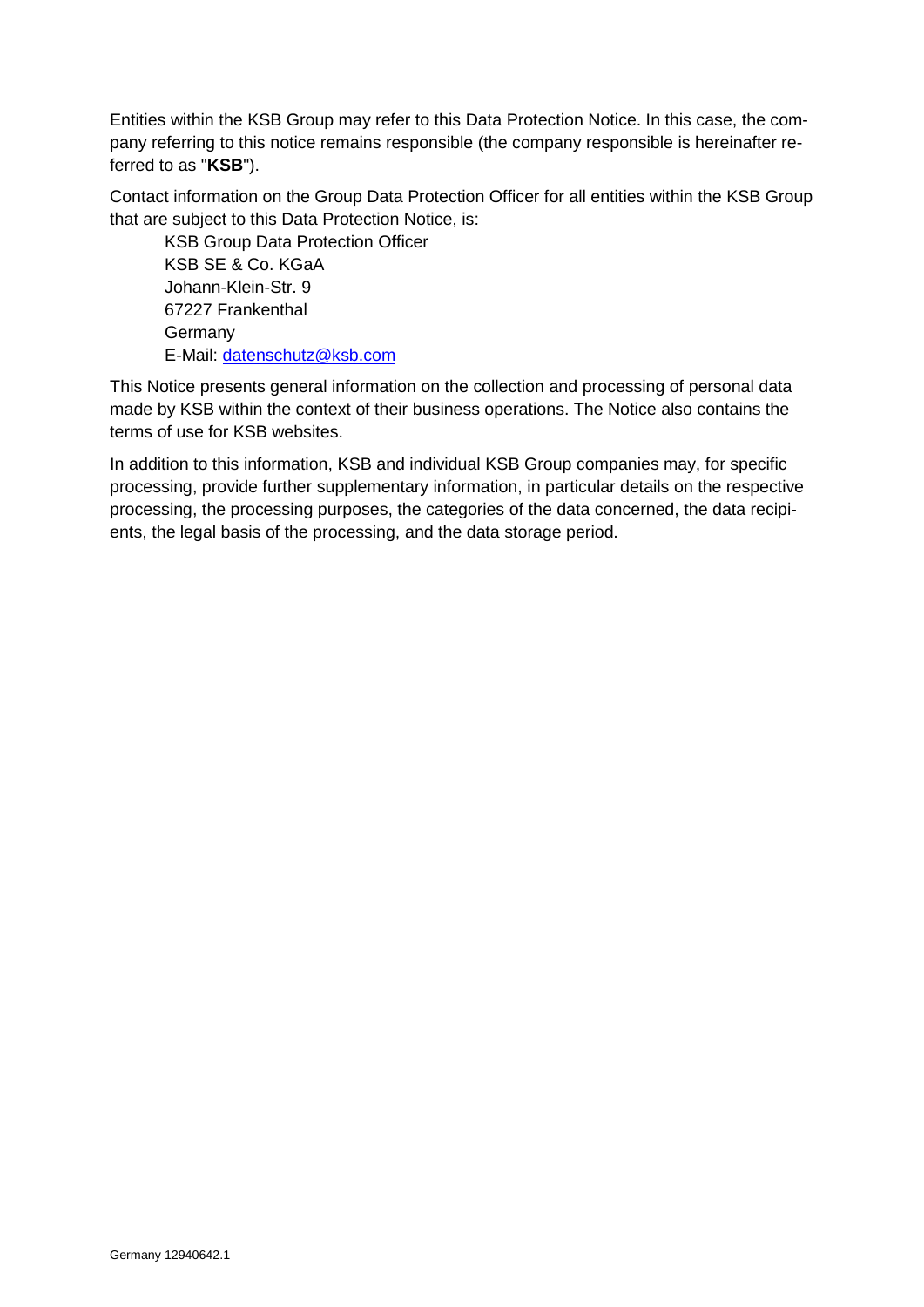Entities within the KSB Group may refer to this Data Protection Notice. In this case, the company referring to this notice remains responsible (the company responsible is hereinafter referred to as "**KSB**").

Contact information on the Group Data Protection Officer for all entities within the KSB Group that are subject to this Data Protection Notice, is:

KSB Group Data Protection Officer
KSB SE & Co. KGaA
Johann-Klein-Str. 9
67227 Frankenthal
Germany
E-Mail: datenschutz@ksb.com

This Notice presents general information on the collection and processing of personal data made by KSB within the context of their business operations. The Notice also contains the terms of use for KSB websites.

In addition to this information, KSB and individual KSB Group companies may, for specific processing, provide further supplementary information, in particular details on the respective processing, the processing purposes, the categories of the data concerned, the data recipients, the legal basis of the processing, and the data storage period.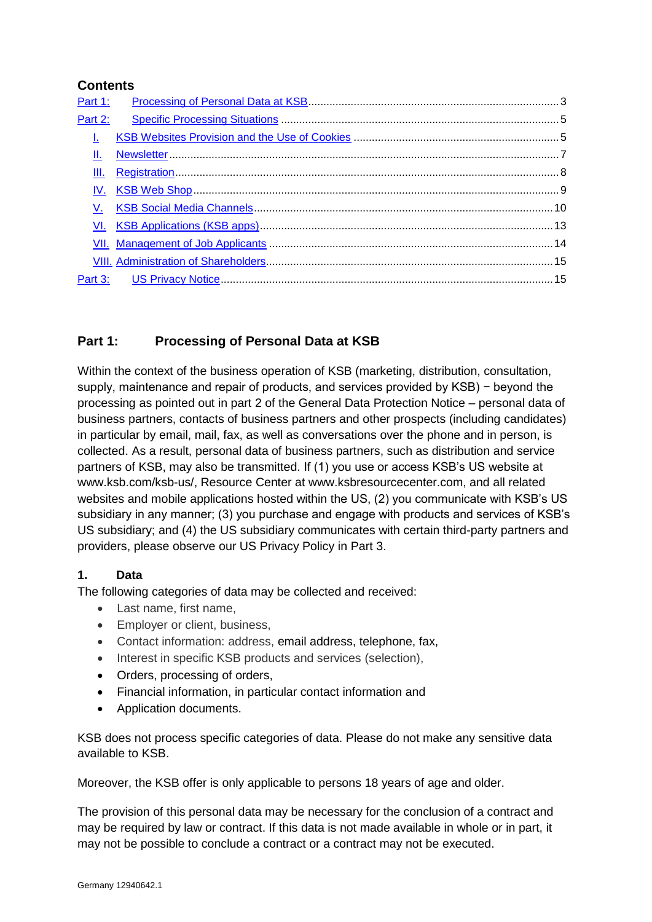## Contents

- Part 1: Processing of Personal Data at KSB ... 3
- Part 2: Specific Processing Situations ... 5
  - I. KSB Websites Provision and the Use of Cookies ... 5
  - II. Newsletter ... 7
  - III. Registration ... 8
  - IV. KSB Web Shop ... 9
  - V. KSB Social Media Channels ... 10
  - VI. KSB Applications (KSB apps) ... 13
  - VII. Management of Job Applicants ... 14
  - VIII. Administration of Shareholders ... 15
- Part 3: US Privacy Notice ... 15

## Part 1: Processing of Personal Data at KSB

Within the context of the business operation of KSB (marketing, distribution, consultation, supply, maintenance and repair of products, and services provided by KSB) − beyond the processing as pointed out in part 2 of the General Data Protection Notice – personal data of business partners, contacts of business partners and other prospects (including candidates) in particular by email, mail, fax, as well as conversations over the phone and in person, is collected. As a result, personal data of business partners, such as distribution and service partners of KSB, may also be transmitted. If (1) you use or access KSB's US website at www.ksb.com/ksb-us/, Resource Center at www.ksbresourcecenter.com, and all related websites and mobile applications hosted within the US, (2) you communicate with KSB's US subsidiary in any manner; (3) you purchase and engage with products and services of KSB's US subsidiary; and (4) the US subsidiary communicates with certain third-party partners and providers, please observe our US Privacy Policy in Part 3.

### 1. Data

The following categories of data may be collected and received:

- Last name, first name,
- Employer or client, business,
- Contact information: address, email address, telephone, fax,
- Interest in specific KSB products and services (selection),
- Orders, processing of orders,
- Financial information, in particular contact information and
- Application documents.

KSB does not process specific categories of data. Please do not make any sensitive data available to KSB.

Moreover, the KSB offer is only applicable to persons 18 years of age and older.

The provision of this personal data may be necessary for the conclusion of a contract and may be required by law or contract. If this data is not made available in whole or in part, it may not be possible to conclude a contract or a contract may not be executed.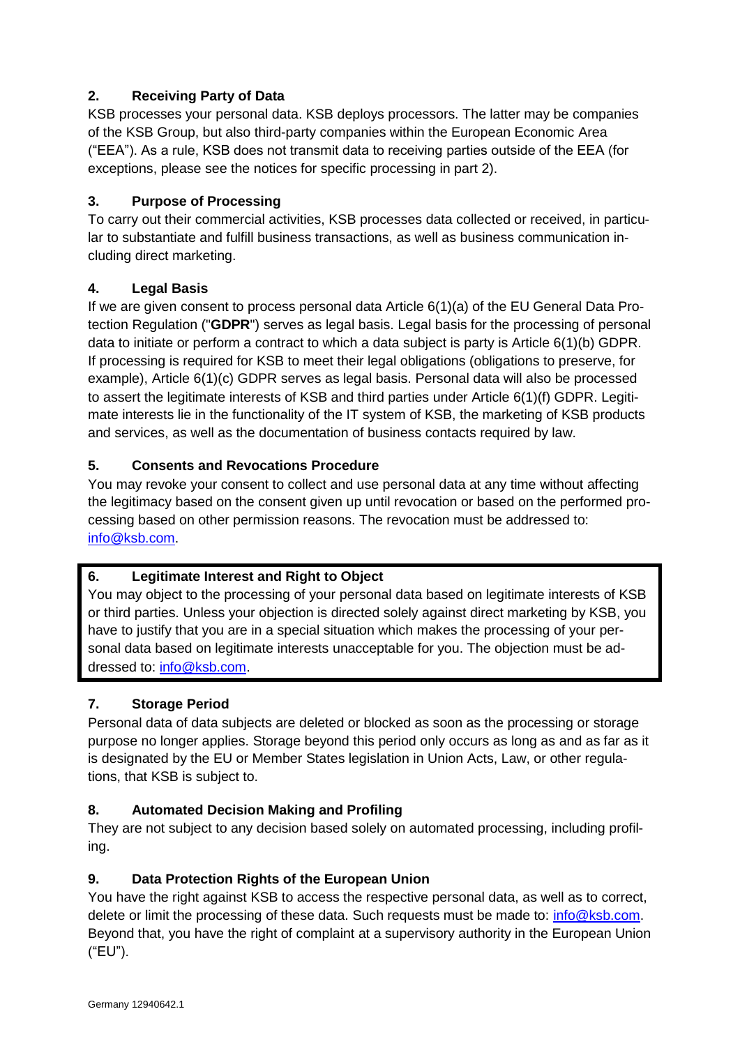## 2. Receiving Party of Data

KSB processes your personal data. KSB deploys processors. The latter may be companies of the KSB Group, but also third-party companies within the European Economic Area ("EEA"). As a rule, KSB does not transmit data to receiving parties outside of the EEA (for exceptions, please see the notices for specific processing in part 2).

## 3. Purpose of Processing

To carry out their commercial activities, KSB processes data collected or received, in particular to substantiate and fulfill business transactions, as well as business communication including direct marketing.

## 4. Legal Basis

If we are given consent to process personal data Article 6(1)(a) of the EU General Data Protection Regulation ("**GDPR**") serves as legal basis. Legal basis for the processing of personal data to initiate or perform a contract to which a data subject is party is Article 6(1)(b) GDPR. If processing is required for KSB to meet their legal obligations (obligations to preserve, for example), Article 6(1)(c) GDPR serves as legal basis. Personal data will also be processed to assert the legitimate interests of KSB and third parties under Article 6(1)(f) GDPR. Legitimate interests lie in the functionality of the IT system of KSB, the marketing of KSB products and services, as well as the documentation of business contacts required by law.

## 5. Consents and Revocations Procedure

You may revoke your consent to collect and use personal data at any time without affecting the legitimacy based on the consent given up until revocation or based on the performed processing based on other permission reasons. The revocation must be addressed to: info@ksb.com.

## 6. Legitimate Interest and Right to Object

You may object to the processing of your personal data based on legitimate interests of KSB or third parties. Unless your objection is directed solely against direct marketing by KSB, you have to justify that you are in a special situation which makes the processing of your personal data based on legitimate interests unacceptable for you. The objection must be addressed to: info@ksb.com.

## 7. Storage Period

Personal data of data subjects are deleted or blocked as soon as the processing or storage purpose no longer applies. Storage beyond this period only occurs as long as and as far as it is designated by the EU or Member States legislation in Union Acts, Law, or other regulations, that KSB is subject to.

## 8. Automated Decision Making and Profiling

They are not subject to any decision based solely on automated processing, including profiling.

## 9. Data Protection Rights of the European Union

You have the right against KSB to access the respective personal data, as well as to correct, delete or limit the processing of these data. Such requests must be made to: info@ksb.com. Beyond that, you have the right of complaint at a supervisory authority in the European Union ("EU").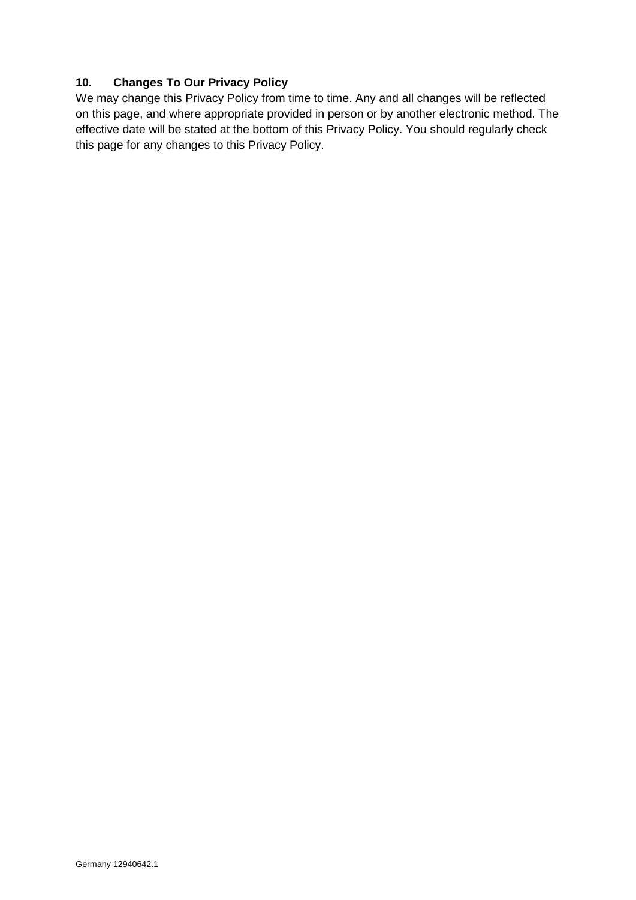## 10. Changes To Our Privacy Policy

We may change this Privacy Policy from time to time. Any and all changes will be reflected on this page, and where appropriate provided in person or by another electronic method. The effective date will be stated at the bottom of this Privacy Policy. You should regularly check this page for any changes to this Privacy Policy.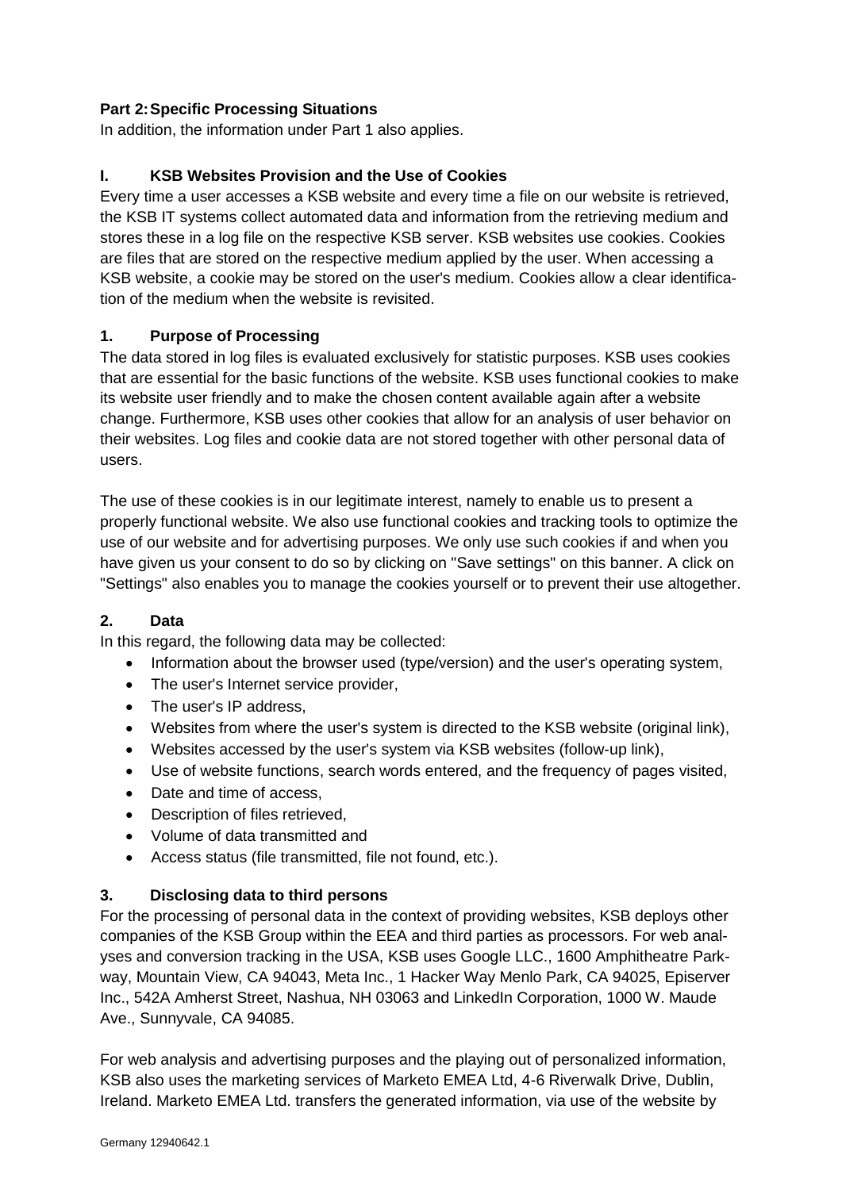## Part 2: Specific Processing Situations

In addition, the information under Part 1 also applies.

### I. KSB Websites Provision and the Use of Cookies

Every time a user accesses a KSB website and every time a file on our website is retrieved, the KSB IT systems collect automated data and information from the retrieving medium and stores these in a log file on the respective KSB server. KSB websites use cookies. Cookies are files that are stored on the respective medium applied by the user. When accessing a KSB website, a cookie may be stored on the user's medium. Cookies allow a clear identification of the medium when the website is revisited.

#### 1. Purpose of Processing

The data stored in log files is evaluated exclusively for statistic purposes. KSB uses cookies that are essential for the basic functions of the website. KSB uses functional cookies to make its website user friendly and to make the chosen content available again after a website change. Furthermore, KSB uses other cookies that allow for an analysis of user behavior on their websites. Log files and cookie data are not stored together with other personal data of users.

The use of these cookies is in our legitimate interest, namely to enable us to present a properly functional website. We also use functional cookies and tracking tools to optimize the use of our website and for advertising purposes. We only use such cookies if and when you have given us your consent to do so by clicking on "Save settings" on this banner. A click on "Settings" also enables you to manage the cookies yourself or to prevent their use altogether.

#### 2. Data

In this regard, the following data may be collected:

- Information about the browser used (type/version) and the user's operating system,
- The user's Internet service provider,
- The user's IP address,
- Websites from where the user's system is directed to the KSB website (original link),
- Websites accessed by the user's system via KSB websites (follow-up link),
- Use of website functions, search words entered, and the frequency of pages visited,
- Date and time of access,
- Description of files retrieved,
- Volume of data transmitted and
- Access status (file transmitted, file not found, etc.).

#### 3. Disclosing data to third persons

For the processing of personal data in the context of providing websites, KSB deploys other companies of the KSB Group within the EEA and third parties as processors. For web analyses and conversion tracking in the USA, KSB uses Google LLC., 1600 Amphitheatre Parkway, Mountain View, CA 94043, Meta Inc., 1 Hacker Way Menlo Park, CA 94025, Episerver Inc., 542A Amherst Street, Nashua, NH 03063 and LinkedIn Corporation, 1000 W. Maude Ave., Sunnyvale, CA 94085.

For web analysis and advertising purposes and the playing out of personalized information, KSB also uses the marketing services of Marketo EMEA Ltd, 4-6 Riverwalk Drive, Dublin, Ireland. Marketo EMEA Ltd. transfers the generated information, via use of the website by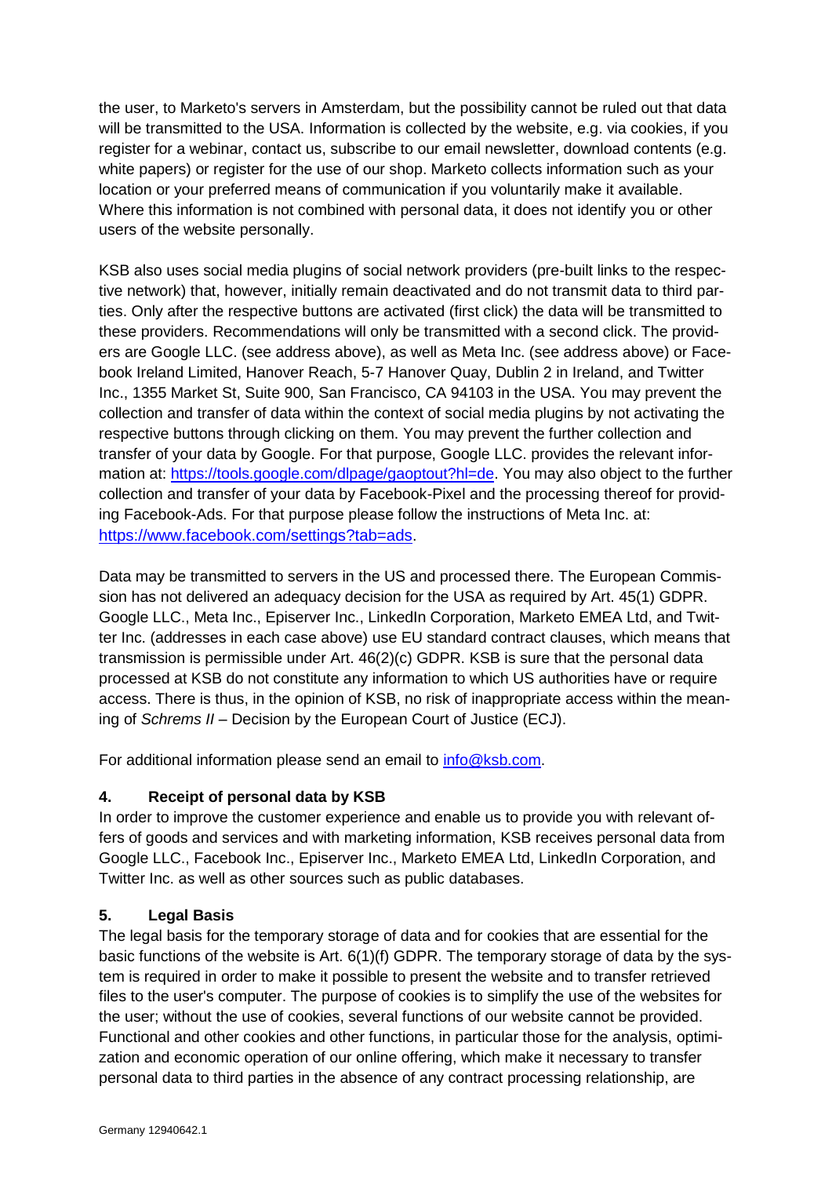the user, to Marketo's servers in Amsterdam, but the possibility cannot be ruled out that data will be transmitted to the USA. Information is collected by the website, e.g. via cookies, if you register for a webinar, contact us, subscribe to our email newsletter, download contents (e.g. white papers) or register for the use of our shop. Marketo collects information such as your location or your preferred means of communication if you voluntarily make it available. Where this information is not combined with personal data, it does not identify you or other users of the website personally.

KSB also uses social media plugins of social network providers (pre-built links to the respective network) that, however, initially remain deactivated and do not transmit data to third parties. Only after the respective buttons are activated (first click) the data will be transmitted to these providers. Recommendations will only be transmitted with a second click. The providers are Google LLC. (see address above), as well as Meta Inc. (see address above) or Facebook Ireland Limited, Hanover Reach, 5-7 Hanover Quay, Dublin 2 in Ireland, and Twitter Inc., 1355 Market St, Suite 900, San Francisco, CA 94103 in the USA. You may prevent the collection and transfer of data within the context of social media plugins by not activating the respective buttons through clicking on them. You may prevent the further collection and transfer of your data by Google. For that purpose, Google LLC. provides the relevant information at: [https://tools.google.com/dlpage/gaoptout?hl=de](https://tools.google.com/dlpage/gaoptout?hl=de). You may also object to the further collection and transfer of your data by Facebook-Pixel and the processing thereof for providing Facebook-Ads. For that purpose please follow the instructions of Meta Inc. at: [https://www.facebook.com/settings?tab=ads](https://www.facebook.com/settings?tab=ads).

Data may be transmitted to servers in the US and processed there. The European Commission has not delivered an adequacy decision for the USA as required by Art. 45(1) GDPR. Google LLC., Meta Inc., Episerver Inc., LinkedIn Corporation, Marketo EMEA Ltd, and Twitter Inc. (addresses in each case above) use EU standard contract clauses, which means that transmission is permissible under Art. 46(2)(c) GDPR. KSB is sure that the personal data processed at KSB do not constitute any information to which US authorities have or require access. There is thus, in the opinion of KSB, no risk of inappropriate access within the meaning of *Schrems II* – Decision by the European Court of Justice (ECJ).

For additional information please send an email to [info@ksb.com](mailto:info@ksb.com).

## 4. Receipt of personal data by KSB

In order to improve the customer experience and enable us to provide you with relevant offers of goods and services and with marketing information, KSB receives personal data from Google LLC., Facebook Inc., Episerver Inc., Marketo EMEA Ltd, LinkedIn Corporation, and Twitter Inc. as well as other sources such as public databases.

## 5. Legal Basis

The legal basis for the temporary storage of data and for cookies that are essential for the basic functions of the website is Art. 6(1)(f) GDPR. The temporary storage of data by the system is required in order to make it possible to present the website and to transfer retrieved files to the user's computer. The purpose of cookies is to simplify the use of the websites for the user; without the use of cookies, several functions of our website cannot be provided. Functional and other cookies and other functions, in particular those for the analysis, optimization and economic operation of our online offering, which make it necessary to transfer personal data to third parties in the absence of any contract processing relationship, are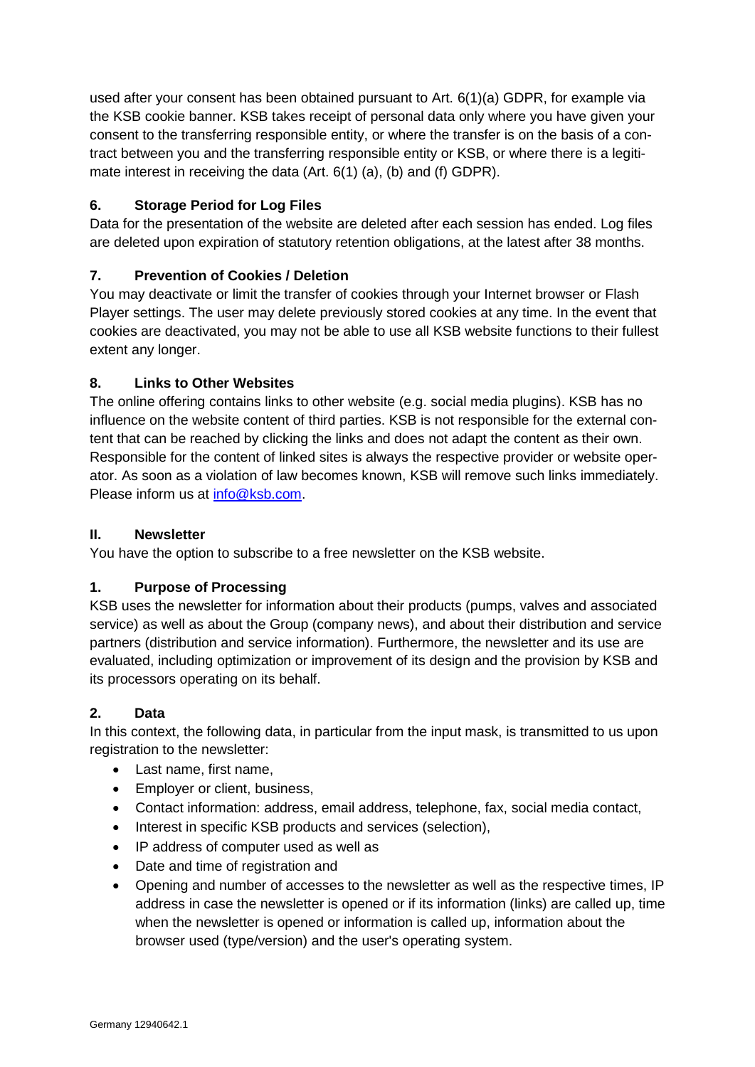used after your consent has been obtained pursuant to Art. 6(1)(a) GDPR, for example via the KSB cookie banner. KSB takes receipt of personal data only where you have given your consent to the transferring responsible entity, or where the transfer is on the basis of a contract between you and the transferring responsible entity or KSB, or where there is a legitimate interest in receiving the data (Art. 6(1) (a), (b) and (f) GDPR).

### 6. Storage Period for Log Files

Data for the presentation of the website are deleted after each session has ended. Log files are deleted upon expiration of statutory retention obligations, at the latest after 38 months.

### 7. Prevention of Cookies / Deletion

You may deactivate or limit the transfer of cookies through your Internet browser or Flash Player settings. The user may delete previously stored cookies at any time. In the event that cookies are deactivated, you may not be able to use all KSB website functions to their fullest extent any longer.

### 8. Links to Other Websites

The online offering contains links to other website (e.g. social media plugins). KSB has no influence on the website content of third parties. KSB is not responsible for the external content that can be reached by clicking the links and does not adapt the content as their own. Responsible for the content of linked sites is always the respective provider or website operator. As soon as a violation of law becomes known, KSB will remove such links immediately. Please inform us at info@ksb.com.

## II. Newsletter

You have the option to subscribe to a free newsletter on the KSB website.

### 1. Purpose of Processing

KSB uses the newsletter for information about their products (pumps, valves and associated service) as well as about the Group (company news), and about their distribution and service partners (distribution and service information). Furthermore, the newsletter and its use are evaluated, including optimization or improvement of its design and the provision by KSB and its processors operating on its behalf.

### 2. Data

In this context, the following data, in particular from the input mask, is transmitted to us upon registration to the newsletter:

- Last name, first name,
- Employer or client, business,
- Contact information: address, email address, telephone, fax, social media contact,
- Interest in specific KSB products and services (selection),
- IP address of computer used as well as
- Date and time of registration and
- Opening and number of accesses to the newsletter as well as the respective times, IP address in case the newsletter is opened or if its information (links) are called up, time when the newsletter is opened or information is called up, information about the browser used (type/version) and the user's operating system.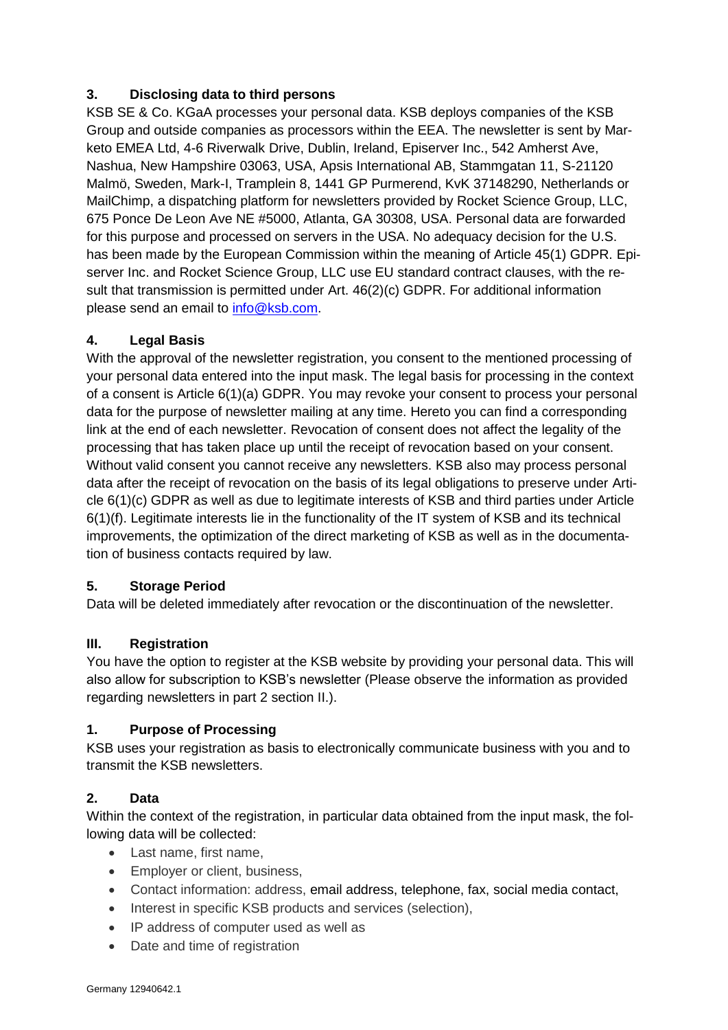### 3. Disclosing data to third persons

KSB SE & Co. KGaA processes your personal data. KSB deploys companies of the KSB Group and outside companies as processors within the EEA. The newsletter is sent by Marketo EMEA Ltd, 4-6 Riverwalk Drive, Dublin, Ireland, Episerver Inc., 542 Amherst Ave, Nashua, New Hampshire 03063, USA, Apsis International AB, Stammgatan 11, S-21120 Malmö, Sweden, Mark-I, Tramplein 8, 1441 GP Purmerend, KvK 37148290, Netherlands or MailChimp, a dispatching platform for newsletters provided by Rocket Science Group, LLC, 675 Ponce De Leon Ave NE #5000, Atlanta, GA 30308, USA. Personal data are forwarded for this purpose and processed on servers in the USA. No adequacy decision for the U.S. has been made by the European Commission within the meaning of Article 45(1) GDPR. Episerver Inc. and Rocket Science Group, LLC use EU standard contract clauses, with the result that transmission is permitted under Art. 46(2)(c) GDPR. For additional information please send an email to info@ksb.com.

### 4. Legal Basis

With the approval of the newsletter registration, you consent to the mentioned processing of your personal data entered into the input mask. The legal basis for processing in the context of a consent is Article 6(1)(a) GDPR. You may revoke your consent to process your personal data for the purpose of newsletter mailing at any time. Hereto you can find a corresponding link at the end of each newsletter. Revocation of consent does not affect the legality of the processing that has taken place up until the receipt of revocation based on your consent. Without valid consent you cannot receive any newsletters. KSB also may process personal data after the receipt of revocation on the basis of its legal obligations to preserve under Article 6(1)(c) GDPR as well as due to legitimate interests of KSB and third parties under Article 6(1)(f). Legitimate interests lie in the functionality of the IT system of KSB and its technical improvements, the optimization of the direct marketing of KSB as well as in the documentation of business contacts required by law.

### 5. Storage Period

Data will be deleted immediately after revocation or the discontinuation of the newsletter.

## III. Registration

You have the option to register at the KSB website by providing your personal data. This will also allow for subscription to KSB's newsletter (Please observe the information as provided regarding newsletters in part 2 section II.).

### 1. Purpose of Processing

KSB uses your registration as basis to electronically communicate business with you and to transmit the KSB newsletters.

### 2. Data

Within the context of the registration, in particular data obtained from the input mask, the following data will be collected:

- Last name, first name,
- Employer or client, business,
- Contact information: address, email address, telephone, fax, social media contact,
- Interest in specific KSB products and services (selection),
- IP address of computer used as well as
- Date and time of registration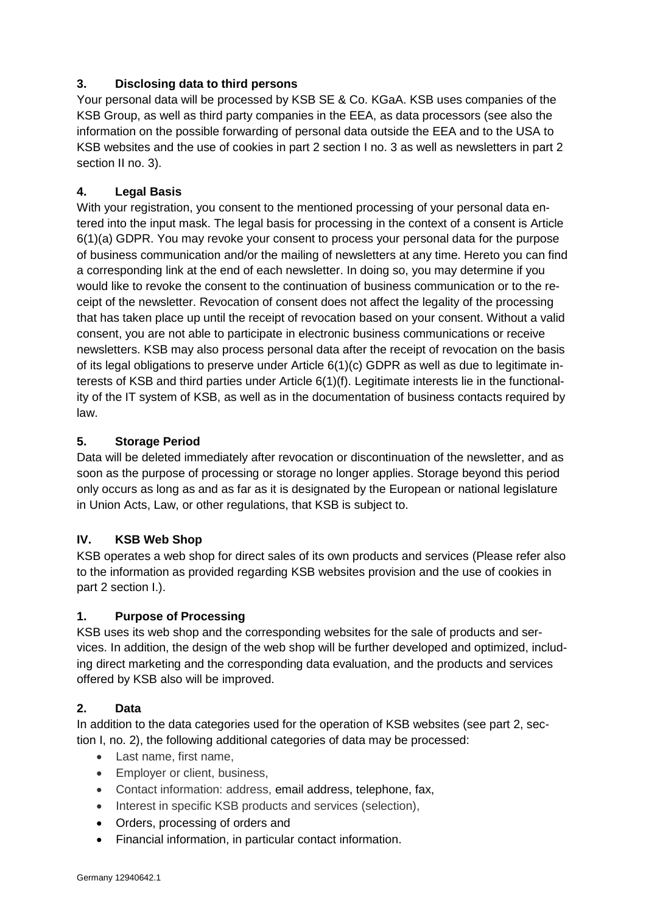### 3. Disclosing data to third persons

Your personal data will be processed by KSB SE & Co. KGaA. KSB uses companies of the KSB Group, as well as third party companies in the EEA, as data processors (see also the information on the possible forwarding of personal data outside the EEA and to the USA to KSB websites and the use of cookies in part 2 section I no. 3 as well as newsletters in part 2 section II no. 3).

### 4. Legal Basis

With your registration, you consent to the mentioned processing of your personal data entered into the input mask. The legal basis for processing in the context of a consent is Article 6(1)(a) GDPR. You may revoke your consent to process your personal data for the purpose of business communication and/or the mailing of newsletters at any time. Hereto you can find a corresponding link at the end of each newsletter. In doing so, you may determine if you would like to revoke the consent to the continuation of business communication or to the receipt of the newsletter. Revocation of consent does not affect the legality of the processing that has taken place up until the receipt of revocation based on your consent. Without a valid consent, you are not able to participate in electronic business communications or receive newsletters. KSB may also process personal data after the receipt of revocation on the basis of its legal obligations to preserve under Article 6(1)(c) GDPR as well as due to legitimate interests of KSB and third parties under Article 6(1)(f). Legitimate interests lie in the functionality of the IT system of KSB, as well as in the documentation of business contacts required by law.

### 5. Storage Period

Data will be deleted immediately after revocation or discontinuation of the newsletter, and as soon as the purpose of processing or storage no longer applies. Storage beyond this period only occurs as long as and as far as it is designated by the European or national legislature in Union Acts, Law, or other regulations, that KSB is subject to.

## IV. KSB Web Shop

KSB operates a web shop for direct sales of its own products and services (Please refer also to the information as provided regarding KSB websites provision and the use of cookies in part 2 section I.).

### 1. Purpose of Processing

KSB uses its web shop and the corresponding websites for the sale of products and services. In addition, the design of the web shop will be further developed and optimized, including direct marketing and the corresponding data evaluation, and the products and services offered by KSB also will be improved.

### 2. Data

In addition to the data categories used for the operation of KSB websites (see part 2, section I, no. 2), the following additional categories of data may be processed:

- Last name, first name,
- Employer or client, business,
- Contact information: address, email address, telephone, fax,
- Interest in specific KSB products and services (selection),
- Orders, processing of orders and
- Financial information, in particular contact information.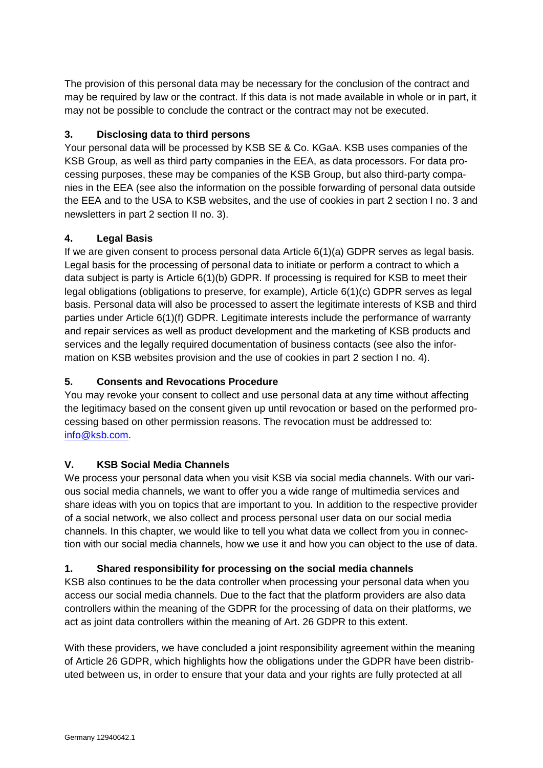The provision of this personal data may be necessary for the conclusion of the contract and may be required by law or the contract. If this data is not made available in whole or in part, it may not be possible to conclude the contract or the contract may not be executed.

### 3. Disclosing data to third persons

Your personal data will be processed by KSB SE & Co. KGaA. KSB uses companies of the KSB Group, as well as third party companies in the EEA, as data processors. For data processing purposes, these may be companies of the KSB Group, but also third-party companies in the EEA (see also the information on the possible forwarding of personal data outside the EEA and to the USA to KSB websites, and the use of cookies in part 2 section I no. 3 and newsletters in part 2 section II no. 3).

### 4. Legal Basis

If we are given consent to process personal data Article 6(1)(a) GDPR serves as legal basis. Legal basis for the processing of personal data to initiate or perform a contract to which a data subject is party is Article 6(1)(b) GDPR. If processing is required for KSB to meet their legal obligations (obligations to preserve, for example), Article 6(1)(c) GDPR serves as legal basis. Personal data will also be processed to assert the legitimate interests of KSB and third parties under Article 6(1)(f) GDPR. Legitimate interests include the performance of warranty and repair services as well as product development and the marketing of KSB products and services and the legally required documentation of business contacts (see also the information on KSB websites provision and the use of cookies in part 2 section I no. 4).

### 5. Consents and Revocations Procedure

You may revoke your consent to collect and use personal data at any time without affecting the legitimacy based on the consent given up until revocation or based on the performed processing based on other permission reasons. The revocation must be addressed to: info@ksb.com.

## V. KSB Social Media Channels

We process your personal data when you visit KSB via social media channels. With our various social media channels, we want to offer you a wide range of multimedia services and share ideas with you on topics that are important to you. In addition to the respective provider of a social network, we also collect and process personal user data on our social media channels. In this chapter, we would like to tell you what data we collect from you in connection with our social media channels, how we use it and how you can object to the use of data.

### 1. Shared responsibility for processing on the social media channels

KSB also continues to be the data controller when processing your personal data when you access our social media channels. Due to the fact that the platform providers are also data controllers within the meaning of the GDPR for the processing of data on their platforms, we act as joint data controllers within the meaning of Art. 26 GDPR to this extent.

With these providers, we have concluded a joint responsibility agreement within the meaning of Article 26 GDPR, which highlights how the obligations under the GDPR have been distributed between us, in order to ensure that your data and your rights are fully protected at all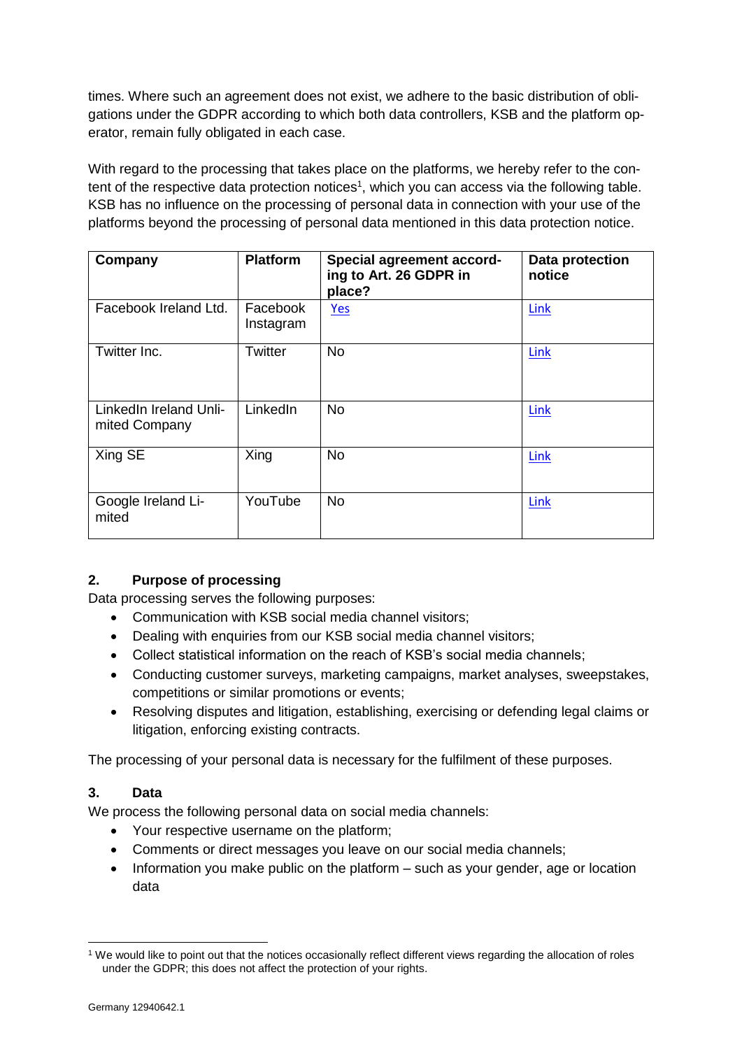times. Where such an agreement does not exist, we adhere to the basic distribution of obligations under the GDPR according to which both data controllers, KSB and the platform operator, remain fully obligated in each case.

With regard to the processing that takes place on the platforms, we hereby refer to the content of the respective data protection notices[1], which you can access via the following table. KSB has no influence on the processing of personal data in connection with your use of the platforms beyond the processing of personal data mentioned in this data protection notice.

| Company | Platform | Special agreement according to Art. 26 GDPR in place? | Data protection notice |
|---|---|---|---|
| Facebook Ireland Ltd. | Facebook Instagram | Yes | Link |
| Twitter Inc. | Twitter | No | Link |
| LinkedIn Ireland Unlimited Company | LinkedIn | No | Link |
| Xing SE | Xing | No | Link |
| Google Ireland Limited | YouTube | No | Link |

## 2. Purpose of processing

Data processing serves the following purposes:

- Communication with KSB social media channel visitors;
- Dealing with enquiries from our KSB social media channel visitors;
- Collect statistical information on the reach of KSB's social media channels;
- Conducting customer surveys, marketing campaigns, market analyses, sweepstakes, competitions or similar promotions or events;
- Resolving disputes and litigation, establishing, exercising or defending legal claims or litigation, enforcing existing contracts.

The processing of your personal data is necessary for the fulfilment of these purposes.

## 3. Data

We process the following personal data on social media channels:

- Your respective username on the platform;
- Comments or direct messages you leave on our social media channels;
- Information you make public on the platform – such as your gender, age or location data

[1] We would like to point out that the notices occasionally reflect different views regarding the allocation of roles under the GDPR; this does not affect the protection of your rights.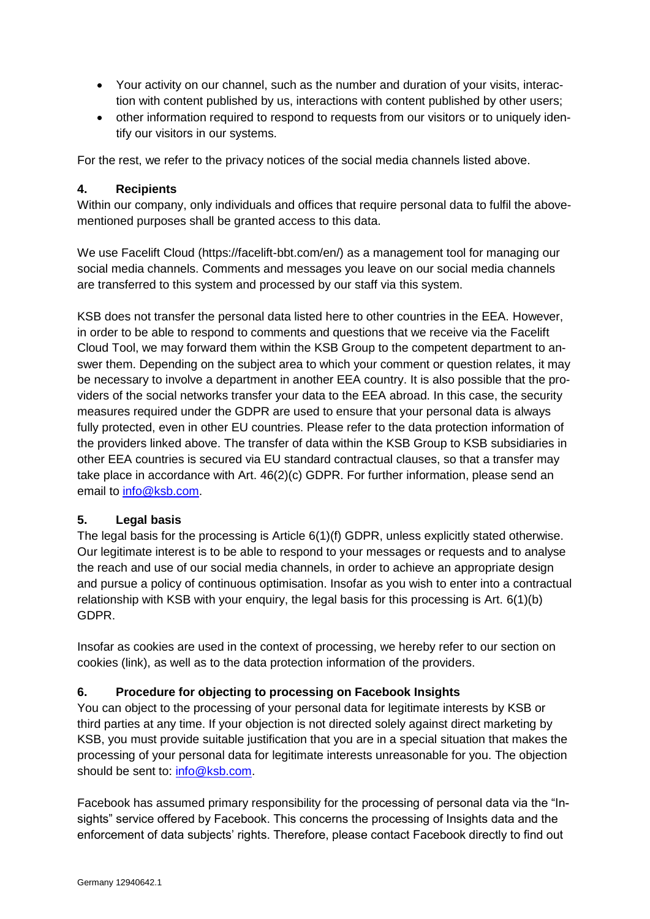- Your activity on our channel, such as the number and duration of your visits, interaction with content published by us, interactions with content published by other users;
- other information required to respond to requests from our visitors or to uniquely identify our visitors in our systems.

For the rest, we refer to the privacy notices of the social media channels listed above.

### 4. Recipients

Within our company, only individuals and offices that require personal data to fulfil the above-mentioned purposes shall be granted access to this data.

We use Facelift Cloud (https://facelift-bbt.com/en/) as a management tool for managing our social media channels. Comments and messages you leave on our social media channels are transferred to this system and processed by our staff via this system.

KSB does not transfer the personal data listed here to other countries in the EEA. However, in order to be able to respond to comments and questions that we receive via the Facelift Cloud Tool, we may forward them within the KSB Group to the competent department to answer them. Depending on the subject area to which your comment or question relates, it may be necessary to involve a department in another EEA country. It is also possible that the providers of the social networks transfer your data to the EEA abroad. In this case, the security measures required under the GDPR are used to ensure that your personal data is always fully protected, even in other EU countries. Please refer to the data protection information of the providers linked above. The transfer of data within the KSB Group to KSB subsidiaries in other EEA countries is secured via EU standard contractual clauses, so that a transfer may take place in accordance with Art. 46(2)(c) GDPR. For further information, please send an email to info@ksb.com.

### 5. Legal basis

The legal basis for the processing is Article 6(1)(f) GDPR, unless explicitly stated otherwise. Our legitimate interest is to be able to respond to your messages or requests and to analyse the reach and use of our social media channels, in order to achieve an appropriate design and pursue a policy of continuous optimisation. Insofar as you wish to enter into a contractual relationship with KSB with your enquiry, the legal basis for this processing is Art. 6(1)(b) GDPR.

Insofar as cookies are used in the context of processing, we hereby refer to our section on cookies (link), as well as to the data protection information of the providers.

### 6. Procedure for objecting to processing on Facebook Insights

You can object to the processing of your personal data for legitimate interests by KSB or third parties at any time. If your objection is not directed solely against direct marketing by KSB, you must provide suitable justification that you are in a special situation that makes the processing of your personal data for legitimate interests unreasonable for you. The objection should be sent to: info@ksb.com.

Facebook has assumed primary responsibility for the processing of personal data via the "Insights" service offered by Facebook. This concerns the processing of Insights data and the enforcement of data subjects' rights. Therefore, please contact Facebook directly to find out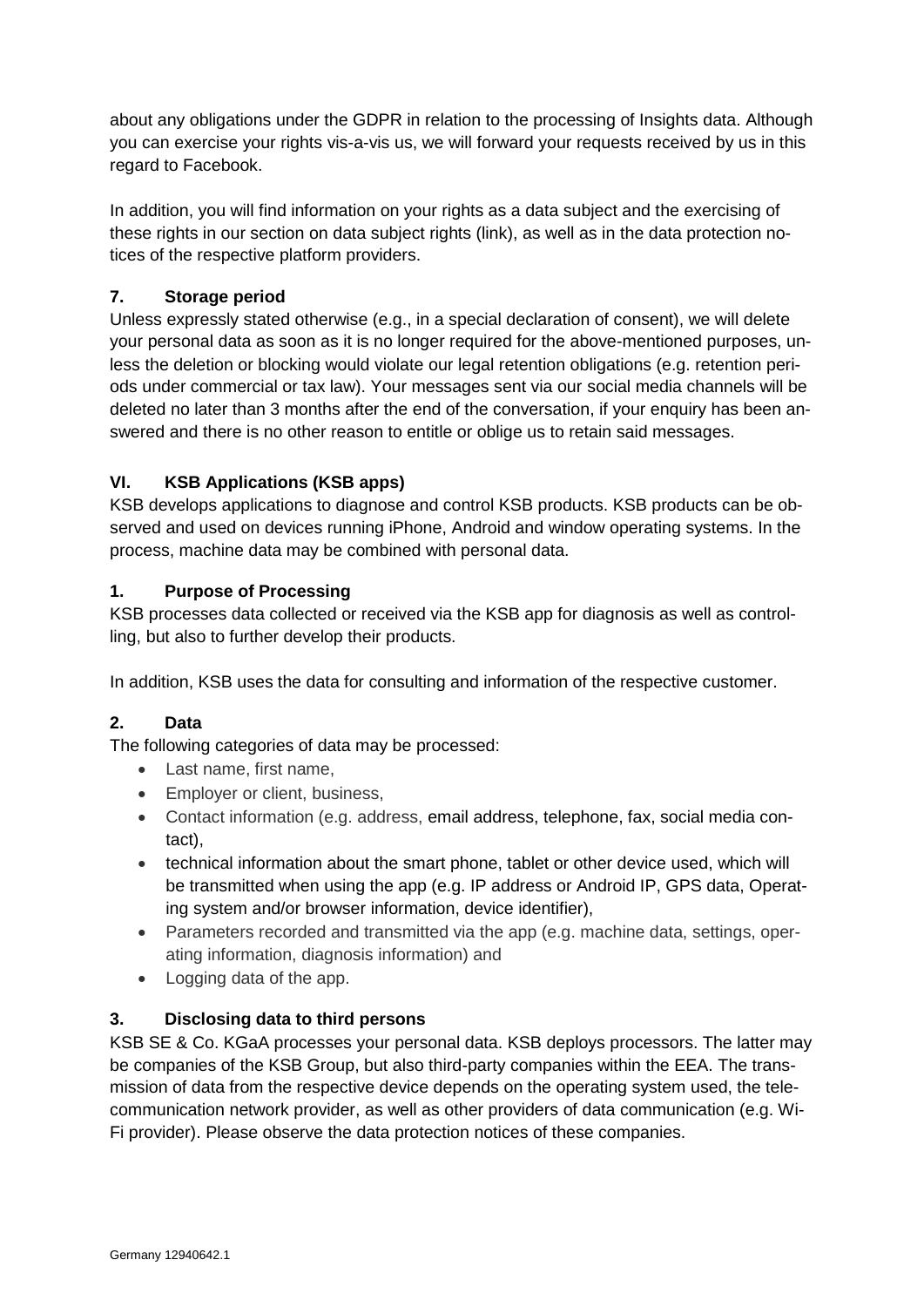about any obligations under the GDPR in relation to the processing of Insights data. Although you can exercise your rights vis-a-vis us, we will forward your requests received by us in this regard to Facebook.

In addition, you will find information on your rights as a data subject and the exercising of these rights in our section on data subject rights (link), as well as in the data protection notices of the respective platform providers.

### 7. Storage period

Unless expressly stated otherwise (e.g., in a special declaration of consent), we will delete your personal data as soon as it is no longer required for the above-mentioned purposes, unless the deletion or blocking would violate our legal retention obligations (e.g. retention periods under commercial or tax law). Your messages sent via our social media channels will be deleted no later than 3 months after the end of the conversation, if your enquiry has been answered and there is no other reason to entitle or oblige us to retain said messages.

## VI. KSB Applications (KSB apps)

KSB develops applications to diagnose and control KSB products. KSB products can be observed and used on devices running iPhone, Android and window operating systems. In the process, machine data may be combined with personal data.

### 1. Purpose of Processing

KSB processes data collected or received via the KSB app for diagnosis as well as controlling, but also to further develop their products.

In addition, KSB uses the data for consulting and information of the respective customer.

### 2. Data

The following categories of data may be processed:

- Last name, first name,
- Employer or client, business,
- Contact information (e.g. address, email address, telephone, fax, social media contact),
- technical information about the smart phone, tablet or other device used, which will be transmitted when using the app (e.g. IP address or Android IP, GPS data, Operating system and/or browser information, device identifier),
- Parameters recorded and transmitted via the app (e.g. machine data, settings, operating information, diagnosis information) and
- Logging data of the app.

### 3. Disclosing data to third persons

KSB SE & Co. KGaA processes your personal data. KSB deploys processors. The latter may be companies of the KSB Group, but also third-party companies within the EEA. The transmission of data from the respective device depends on the operating system used, the telecommunication network provider, as well as other providers of data communication (e.g. Wi-Fi provider). Please observe the data protection notices of these companies.

Germany 12940642.1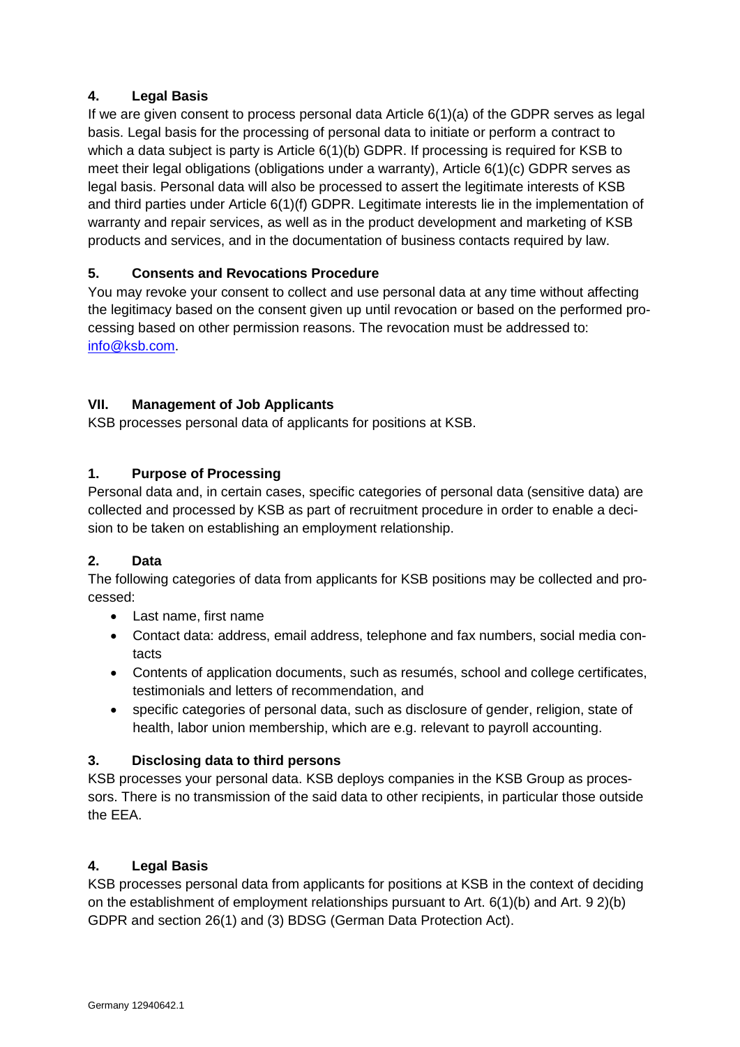### 4. Legal Basis

If we are given consent to process personal data Article 6(1)(a) of the GDPR serves as legal basis. Legal basis for the processing of personal data to initiate or perform a contract to which a data subject is party is Article 6(1)(b) GDPR. If processing is required for KSB to meet their legal obligations (obligations under a warranty), Article 6(1)(c) GDPR serves as legal basis. Personal data will also be processed to assert the legitimate interests of KSB and third parties under Article 6(1)(f) GDPR. Legitimate interests lie in the implementation of warranty and repair services, as well as in the product development and marketing of KSB products and services, and in the documentation of business contacts required by law.

### 5. Consents and Revocations Procedure

You may revoke your consent to collect and use personal data at any time without affecting the legitimacy based on the consent given up until revocation or based on the performed processing based on other permission reasons. The revocation must be addressed to: info@ksb.com.

## VII. Management of Job Applicants

KSB processes personal data of applicants for positions at KSB.

### 1. Purpose of Processing

Personal data and, in certain cases, specific categories of personal data (sensitive data) are collected and processed by KSB as part of recruitment procedure in order to enable a decision to be taken on establishing an employment relationship.

### 2. Data

The following categories of data from applicants for KSB positions may be collected and processed:

- Last name, first name
- Contact data: address, email address, telephone and fax numbers, social media contacts
- Contents of application documents, such as resumés, school and college certificates, testimonials and letters of recommendation, and
- specific categories of personal data, such as disclosure of gender, religion, state of health, labor union membership, which are e.g. relevant to payroll accounting.

### 3. Disclosing data to third persons

KSB processes your personal data. KSB deploys companies in the KSB Group as processors. There is no transmission of the said data to other recipients, in particular those outside the EEA.

### 4. Legal Basis

KSB processes personal data from applicants for positions at KSB in the context of deciding on the establishment of employment relationships pursuant to Art. 6(1)(b) and Art. 9 2)(b) GDPR and section 26(1) and (3) BDSG (German Data Protection Act).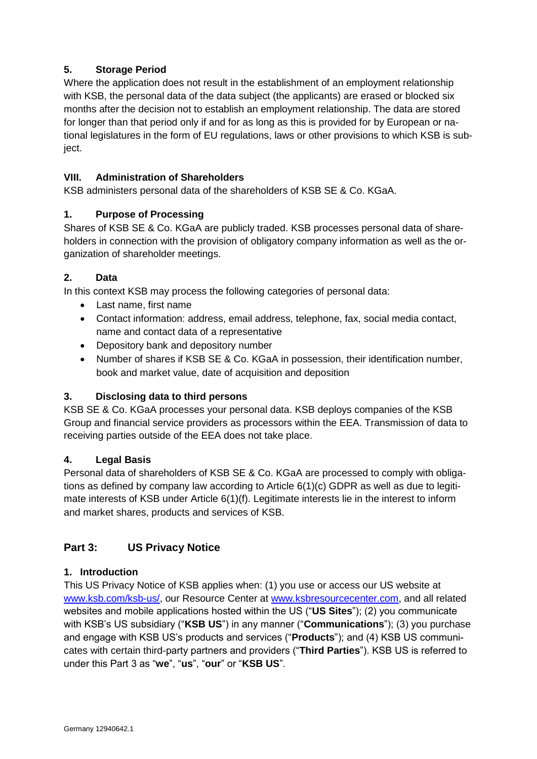### 5. Storage Period

Where the application does not result in the establishment of an employment relationship with KSB, the personal data of the data subject (the applicants) are erased or blocked six months after the decision not to establish an employment relationship. The data are stored for longer than that period only if and for as long as this is provided for by European or national legislatures in the form of EU regulations, laws or other provisions to which KSB is subject.

## VIII. Administration of Shareholders

KSB administers personal data of the shareholders of KSB SE & Co. KGaA.

### 1. Purpose of Processing

Shares of KSB SE & Co. KGaA are publicly traded. KSB processes personal data of shareholders in connection with the provision of obligatory company information as well as the organization of shareholder meetings.

### 2. Data

In this context KSB may process the following categories of personal data:

- Last name, first name
- Contact information: address, email address, telephone, fax, social media contact, name and contact data of a representative
- Depository bank and depository number
- Number of shares if KSB SE & Co. KGaA in possession, their identification number, book and market value, date of acquisition and deposition

### 3. Disclosing data to third persons

KSB SE & Co. KGaA processes your personal data. KSB deploys companies of the KSB Group and financial service providers as processors within the EEA. Transmission of data to receiving parties outside of the EEA does not take place.

### 4. Legal Basis

Personal data of shareholders of KSB SE & Co. KGaA are processed to comply with obligations as defined by company law according to Article 6(1)(c) GDPR as well as due to legitimate interests of KSB under Article 6(1)(f). Legitimate interests lie in the interest to inform and market shares, products and services of KSB.

# Part 3: US Privacy Notice

### 1. Introduction

This US Privacy Notice of KSB applies when: (1) you use or access our US website at www.ksb.com/ksb-us/, our Resource Center at www.ksbresourcecenter.com, and all related websites and mobile applications hosted within the US ("**US Sites**"); (2) you communicate with KSB's US subsidiary ("**KSB US**") in any manner ("**Communications**"); (3) you purchase and engage with KSB US's products and services ("**Products**"); and (4) KSB US communicates with certain third-party partners and providers ("**Third Parties**"). KSB US is referred to under this Part 3 as "**we**", "**us**", "**our**" or "**KSB US**".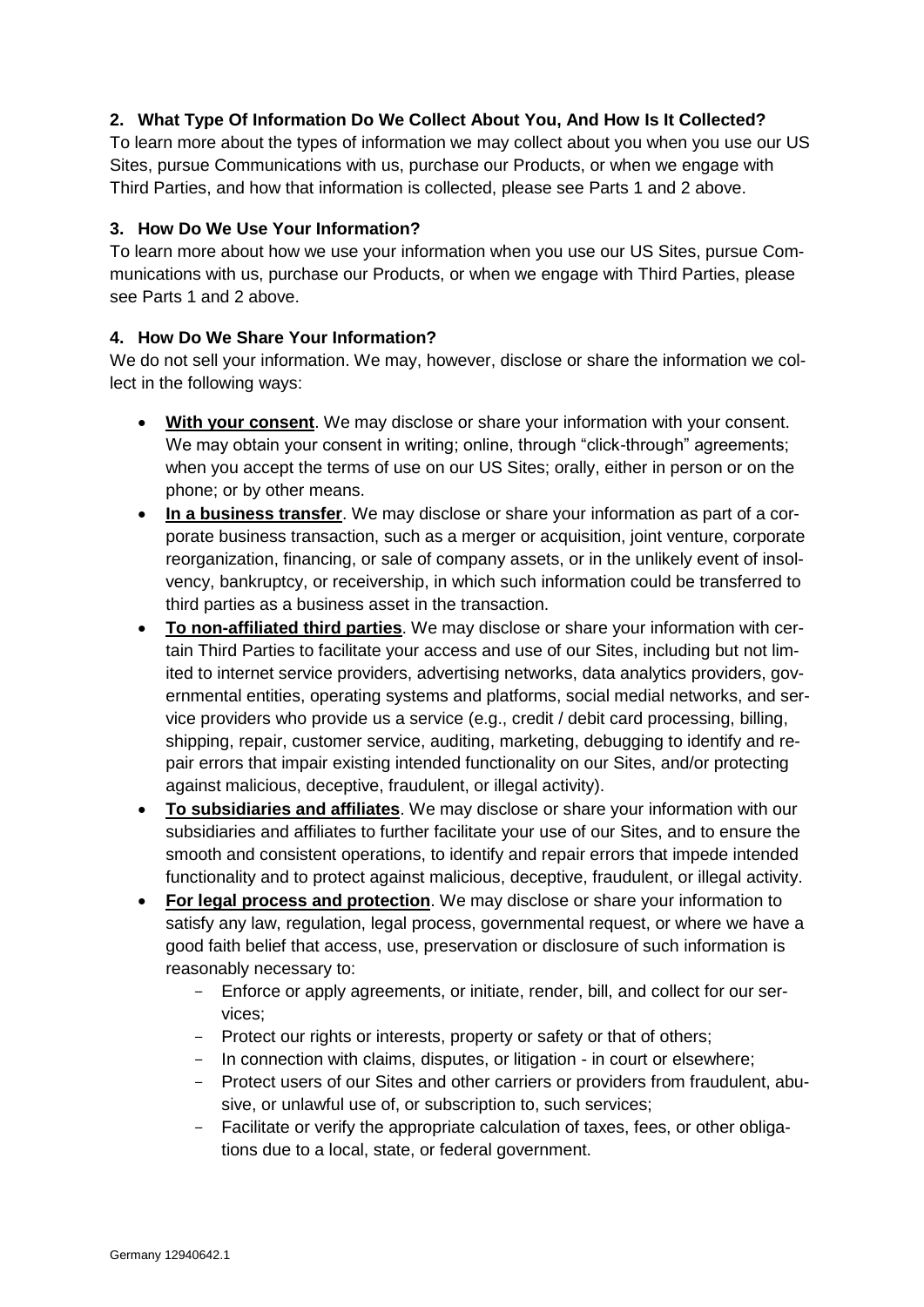## 2. What Type Of Information Do We Collect About You, And How Is It Collected?

To learn more about the types of information we may collect about you when you use our US Sites, pursue Communications with us, purchase our Products, or when we engage with Third Parties, and how that information is collected, please see Parts 1 and 2 above.

## 3. How Do We Use Your Information?

To learn more about how we use your information when you use our US Sites, pursue Communications with us, purchase our Products, or when we engage with Third Parties, please see Parts 1 and 2 above.

## 4. How Do We Share Your Information?

We do not sell your information. We may, however, disclose or share the information we collect in the following ways:

- **With your consent**. We may disclose or share your information with your consent. We may obtain your consent in writing; online, through "click-through" agreements; when you accept the terms of use on our US Sites; orally, either in person or on the phone; or by other means.
- **In a business transfer**. We may disclose or share your information as part of a corporate business transaction, such as a merger or acquisition, joint venture, corporate reorganization, financing, or sale of company assets, or in the unlikely event of insolvency, bankruptcy, or receivership, in which such information could be transferred to third parties as a business asset in the transaction.
- **To non-affiliated third parties**. We may disclose or share your information with certain Third Parties to facilitate your access and use of our Sites, including but not limited to internet service providers, advertising networks, data analytics providers, governmental entities, operating systems and platforms, social medial networks, and service providers who provide us a service (e.g., credit / debit card processing, billing, shipping, repair, customer service, auditing, marketing, debugging to identify and repair errors that impair existing intended functionality on our Sites, and/or protecting against malicious, deceptive, fraudulent, or illegal activity).
- **To subsidiaries and affiliates**. We may disclose or share your information with our subsidiaries and affiliates to further facilitate your use of our Sites, and to ensure the smooth and consistent operations, to identify and repair errors that impede intended functionality and to protect against malicious, deceptive, fraudulent, or illegal activity.
- **For legal process and protection**. We may disclose or share your information to satisfy any law, regulation, legal process, governmental request, or where we have a good faith belief that access, use, preservation or disclosure of such information is reasonably necessary to:
  - Enforce or apply agreements, or initiate, render, bill, and collect for our services;
  - Protect our rights or interests, property or safety or that of others;
  - In connection with claims, disputes, or litigation - in court or elsewhere;
  - Protect users of our Sites and other carriers or providers from fraudulent, abusive, or unlawful use of, or subscription to, such services;
  - Facilitate or verify the appropriate calculation of taxes, fees, or other obligations due to a local, state, or federal government.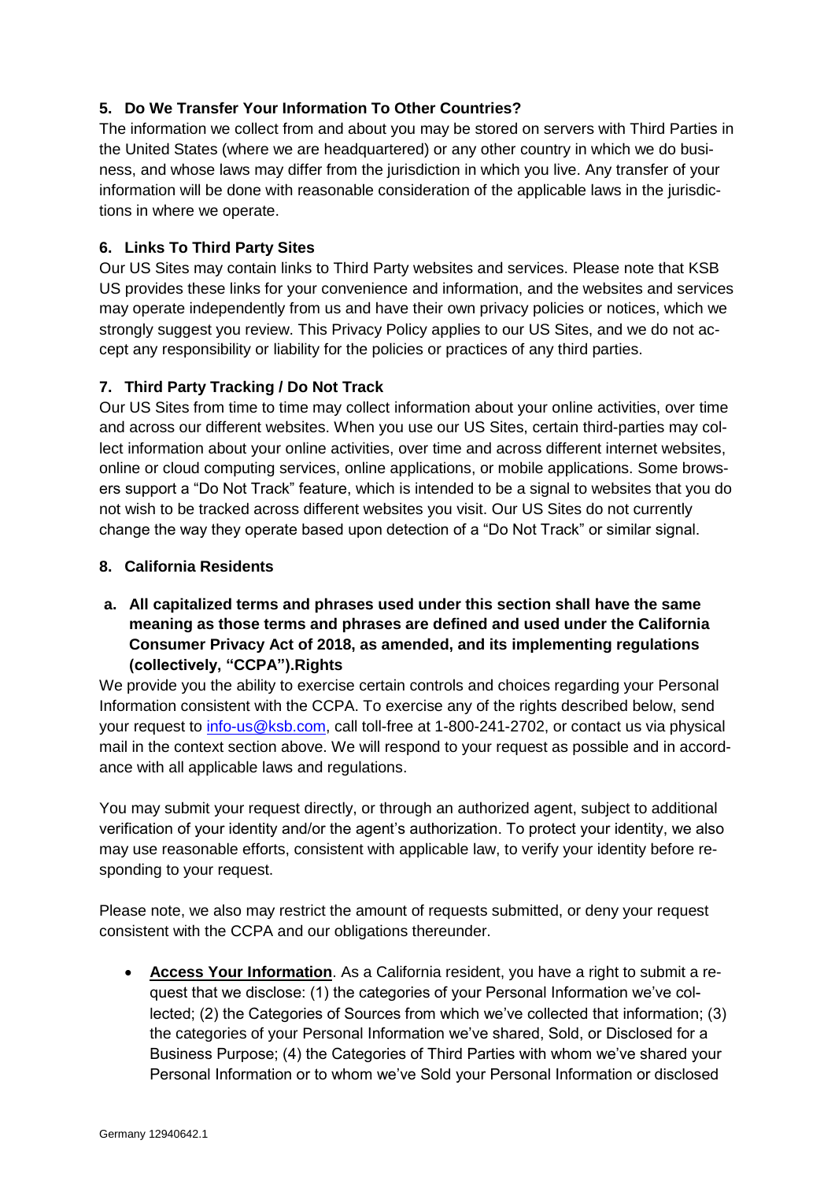## 5. Do We Transfer Your Information To Other Countries?

The information we collect from and about you may be stored on servers with Third Parties in the United States (where we are headquartered) or any other country in which we do business, and whose laws may differ from the jurisdiction in which you live. Any transfer of your information will be done with reasonable consideration of the applicable laws in the jurisdictions in where we operate.

## 6. Links To Third Party Sites

Our US Sites may contain links to Third Party websites and services. Please note that KSB US provides these links for your convenience and information, and the websites and services may operate independently from us and have their own privacy policies or notices, which we strongly suggest you review. This Privacy Policy applies to our US Sites, and we do not accept any responsibility or liability for the policies or practices of any third parties.

## 7. Third Party Tracking / Do Not Track

Our US Sites from time to time may collect information about your online activities, over time and across our different websites. When you use our US Sites, certain third-parties may collect information about your online activities, over time and across different internet websites, online or cloud computing services, online applications, or mobile applications. Some browsers support a "Do Not Track" feature, which is intended to be a signal to websites that you do not wish to be tracked across different websites you visit. Our US Sites do not currently change the way they operate based upon detection of a "Do Not Track" or similar signal.

## 8. California Residents

**a. All capitalized terms and phrases used under this section shall have the same meaning as those terms and phrases are defined and used under the California Consumer Privacy Act of 2018, as amended, and its implementing regulations (collectively, "CCPA").Rights**

We provide you the ability to exercise certain controls and choices regarding your Personal Information consistent with the CCPA. To exercise any of the rights described below, send your request to info-us@ksb.com, call toll-free at 1-800-241-2702, or contact us via physical mail in the context section above. We will respond to your request as possible and in accordance with all applicable laws and regulations.

You may submit your request directly, or through an authorized agent, subject to additional verification of your identity and/or the agent's authorization. To protect your identity, we also may use reasonable efforts, consistent with applicable law, to verify your identity before responding to your request.

Please note, we also may restrict the amount of requests submitted, or deny your request consistent with the CCPA and our obligations thereunder.

- **Access Your Information**. As a California resident, you have a right to submit a request that we disclose: (1) the categories of your Personal Information we've collected; (2) the Categories of Sources from which we've collected that information; (3) the categories of your Personal Information we've shared, Sold, or Disclosed for a Business Purpose; (4) the Categories of Third Parties with whom we've shared your Personal Information or to whom we've Sold your Personal Information or disclosed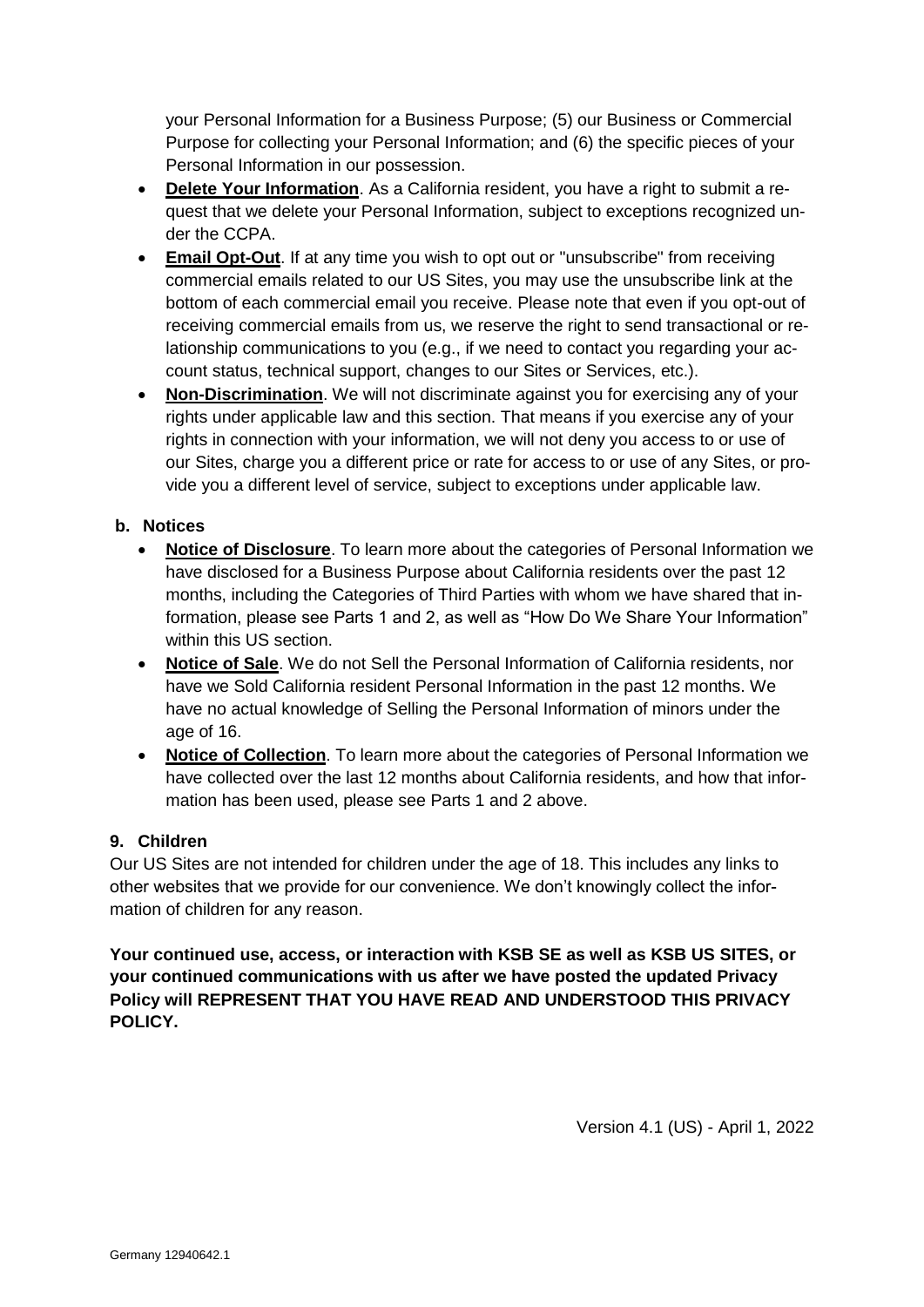your Personal Information for a Business Purpose; (5) our Business or Commercial Purpose for collecting your Personal Information; and (6) the specific pieces of your Personal Information in our possession.

- **Delete Your Information**. As a California resident, you have a right to submit a request that we delete your Personal Information, subject to exceptions recognized under the CCPA.
- **Email Opt-Out**. If at any time you wish to opt out or "unsubscribe" from receiving commercial emails related to our US Sites, you may use the unsubscribe link at the bottom of each commercial email you receive. Please note that even if you opt-out of receiving commercial emails from us, we reserve the right to send transactional or relationship communications to you (e.g., if we need to contact you regarding your account status, technical support, changes to our Sites or Services, etc.).
- **Non-Discrimination**. We will not discriminate against you for exercising any of your rights under applicable law and this section. That means if you exercise any of your rights in connection with your information, we will not deny you access to or use of our Sites, charge you a different price or rate for access to or use of any Sites, or provide you a different level of service, subject to exceptions under applicable law.

**b. Notices**

- **Notice of Disclosure**. To learn more about the categories of Personal Information we have disclosed for a Business Purpose about California residents over the past 12 months, including the Categories of Third Parties with whom we have shared that information, please see Parts 1 and 2, as well as "How Do We Share Your Information" within this US section.
- **Notice of Sale**. We do not Sell the Personal Information of California residents, nor have we Sold California resident Personal Information in the past 12 months. We have no actual knowledge of Selling the Personal Information of minors under the age of 16.
- **Notice of Collection**. To learn more about the categories of Personal Information we have collected over the last 12 months about California residents, and how that information has been used, please see Parts 1 and 2 above.

### 9. Children

Our US Sites are not intended for children under the age of 18. This includes any links to other websites that we provide for our convenience. We don't knowingly collect the information of children for any reason.

**Your continued use, access, or interaction with KSB SE as well as KSB US SITES, or your continued communications with us after we have posted the updated Privacy Policy will REPRESENT THAT YOU HAVE READ AND UNDERSTOOD THIS PRIVACY POLICY.**

Version 4.1 (US) - April 1, 2022

Germany 12940642.1